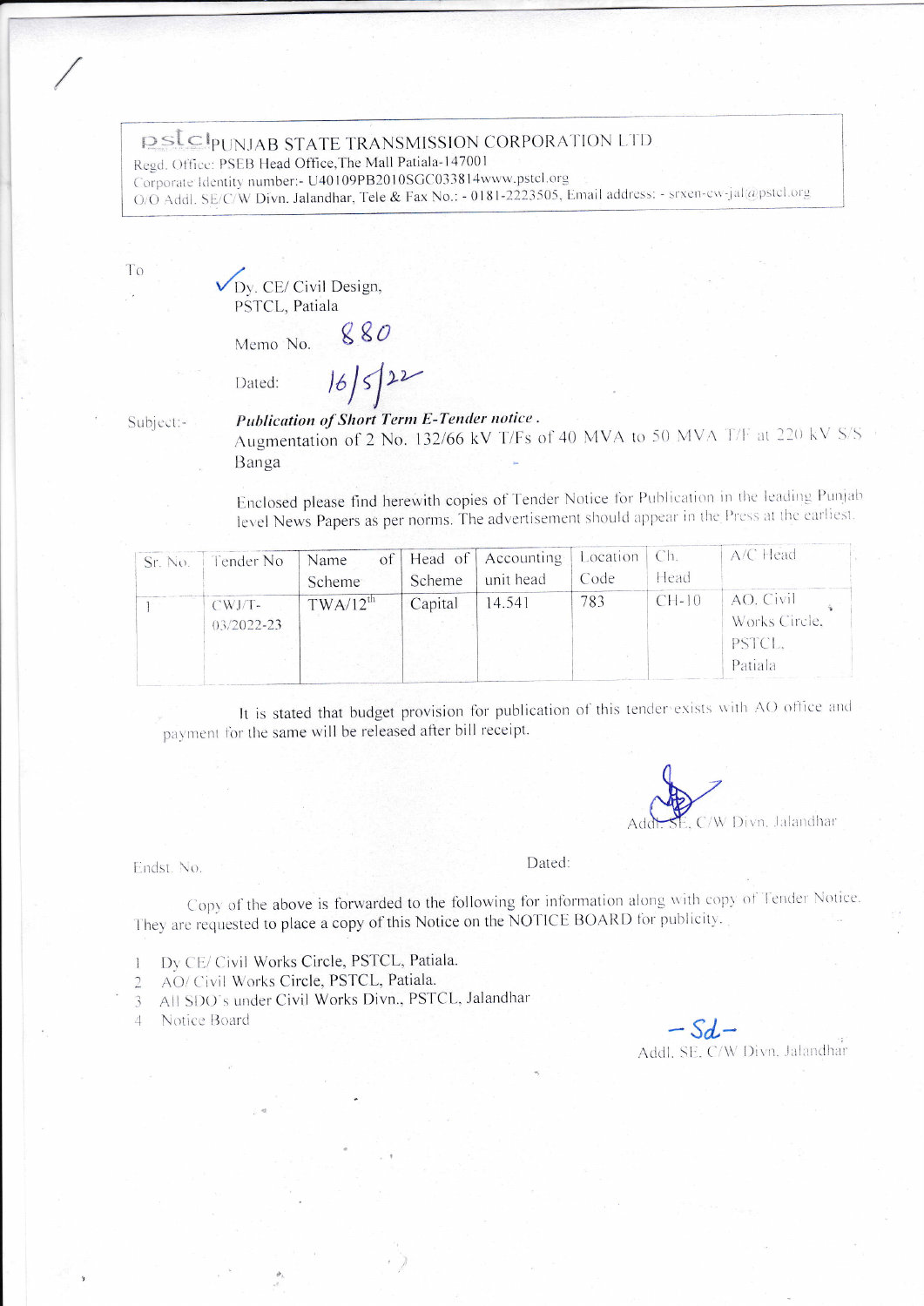**PUNJAB STATE TRANSMISSION CORPORATION LTD**
Regd. Office: PSEB Head Office,The Mall Patiala-147001
Corporate Identity number:- U40109PB2010SGC033814www.pstcl.org
O/O Addl. SE/C/W Divn. Jalandhar, Tele & Fax No.: - 0181-2223505, Email address: - srxen-cw-jal@pstcl.org

To

Dy. CE/ Civil Design,
PSTCL, Patiala

Memo No. 880

Dated: 16/5/22

Subject:- ***Publication of Short Term E-Tender notice .***
Augmentation of 2 No. 132/66 kV T/Fs of 40 MVA to 50 MVA T/F at 220 kV S/S Banga

Enclosed please find herewith copies of Tender Notice for Publication in the leading Punjab level News Papers as per norms. The advertisement should appear in the Press at the earliest.

| Sr. No. | Tender No | Name of Scheme | Head of Scheme | Accounting unit head | Location Code | Ch. Head | A/C Head |
|---|---|---|---|---|---|---|---|
| 1 | CWJ/T-03/2022-23 | TWA/12th | Capital | 14.541 | 783 | CH-10 | AO. Civil Works Circle, PSTCL, Patiala |

It is stated that budget provision for publication of this tender exists with AO office and payment for the same will be released after bill receipt.

Addl. SE, C/W Divn. Jalandhar

Endst. No. Dated:

Copy of the above is forwarded to the following for information along with copy of Tender Notice. They are requested to place a copy of this Notice on the NOTICE BOARD for publicity.

1. Dy CE/ Civil Works Circle, PSTCL, Patiala.
2. AO/ Civil Works Circle, PSTCL, Patiala.
3. All SDO's under Civil Works Divn., PSTCL, Jalandhar
4. Notice Board

-Sd-
Addl. SE. C/W Divn. Jalandhar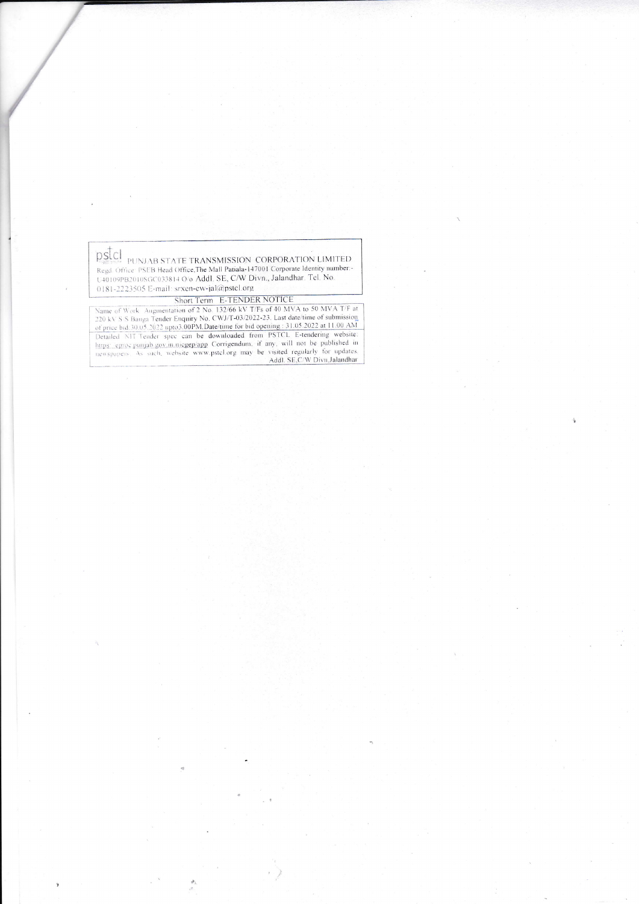pstcl PUNJAB STATE TRANSMISSION CORPORATION LIMITED

Regd. Office: PSEB Head Office,The Mall Patiala-147001 Corporate Identity number:- U40109PB2010SGC033814 O/o Addl. SE, C/W Divn., Jalandhar. Tel. No. 0181-2223505 E-mail: srxen-cw-jal@pstcl.org

## Short Term E-TENDER NOTICE

Name of Work: Augmentation of 2 No. 132/66 kV T/Fs of 40 MVA to 50 MVA T/F at 220 kV S.S Banga Tender Enquiry No. CWJ/T-03/2022-23. Last date/time of submission of price bid 30.05.2022 upto3:00PM.Date/time for bid opening : 31.05.2022 at 11.00 AM

Detailed NIT Tender spec can be downloaded from PSTCL E-tendering website: https://eproc.punjab.gov.in/nicgep/app Corrigendum, if any, will not be published in newspapers. As such, website www.pstcl.org may be visited regularly for updates.

Addl. SE,C/W Divn.Jalandhar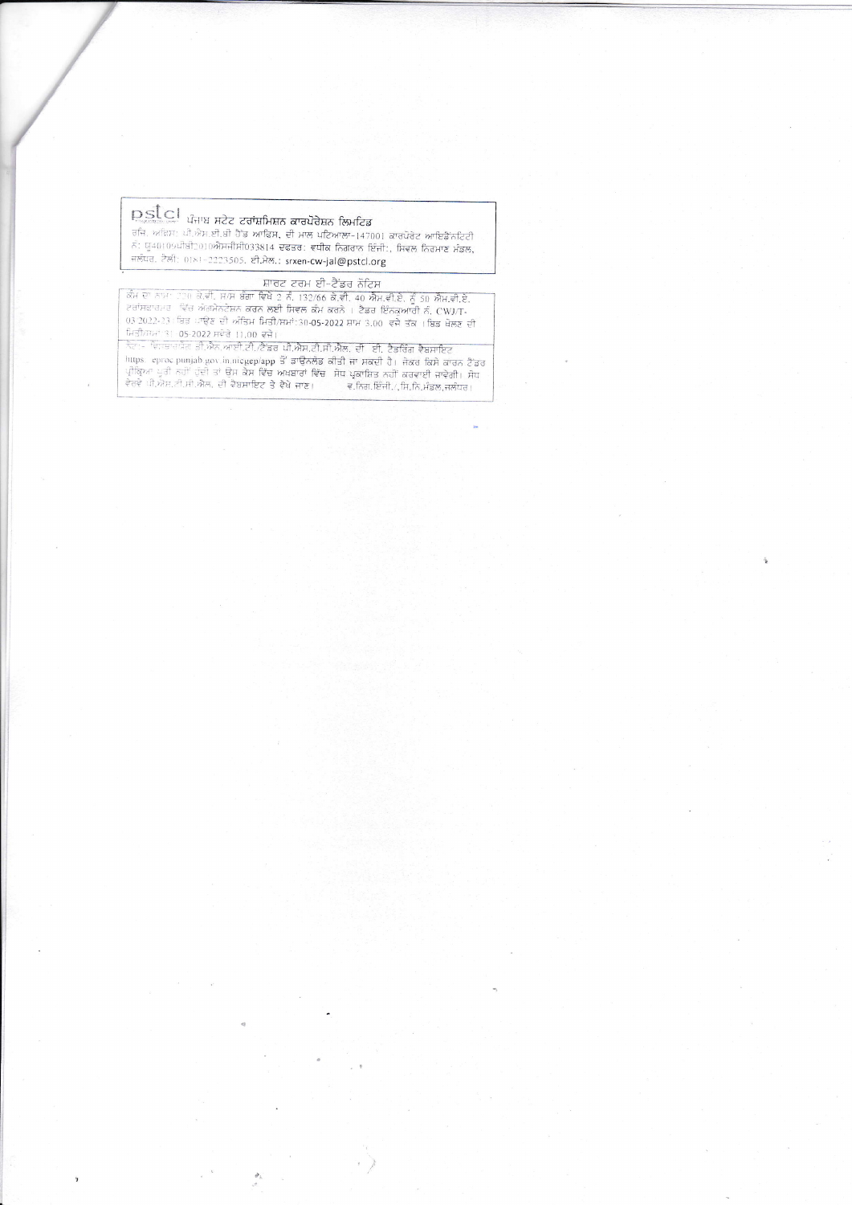**pstcl** ਪੰਜਾਬ ਸਟੇਟ ਟਰਾਂਸਮਿਸ਼ਨ ਕਾਰਪੋਰੇਸ਼ਨ ਲਿਮਟਿਡ

ਰਜਿ. ਆਫਿਸ: ਪੀ.ਐਸ.ਈ.ਬੀ ਹੈੱਡ ਆਫਿਸ, ਦੀ ਮਾਲ ਪਟਿਆਲਾ-147001 ਕਾਰਪੋਰੇਟ ਆਇਡੈਂਟਿਟੀ ਨੰ: ਯੂ40109ਪੀਬੀ2010ਐਸਜੀਸੀ033814 ਦਫਤਰ: ਵਧੀਕ ਨਿਗਰਾਨ ਇੰਜੀ:, ਸਿਵਲ ਨਿਰਮਾਣ ਮੰਡਲ, ਜਲੰਧਰ. ਟੈਲੀ: 0181-2223505. ਈ.ਮੇਲ.: srxen-cw-jal@pstcl.org

## ਸ਼ਾਰਟ ਟਰਮ ਈ-ਟੈਂਡਰ ਨੋਟਿਸ

ਕੰਮ ਦਾ ਨਾਮ: 220 ਕੇ.ਵੀ. ਸ/ਸ ਬੰਗਾ ਵਿਖੇ 2 ਨੰ. 132/66 ਕੇ.ਵੀ. 40 ਐਮ.ਵੀ.ਏ. ਨੂੰ 50 ਐਮ.ਵੀ.ਏ. ਟਰਾਂਸਫਾਰਮਰ ਵਿੱਚ ਔਗਮੈਨਟੇਸ਼ਨ ਕਰਨ ਲਈ ਸਿਵਲ ਕੰਮ ਕਰਨੇ । ਟੈਂਡਰ ਇੰਨਕੁਆਰੀ ਨੰ. CWJ/T-03/2022-23 । ਬਿਡ ਜਮ੍ਹਾਂ ਕਰਨ ਦੀ ਅੰਤਿਮ ਮਿਤੀ/ਸਮਾਂ:30-05-2022 ਸ਼ਾਮ 3.00 ਵਜੇ ਤੱਕ । ਬਿਡ ਖੋਲਣ ਦੀ ਮਿਤੀ/ਸਮਾਂ 31-05-2022 ਸਵੇਰੇ 11.00 ਵਜੇ।

ਨੋਟ:- ਵਿਸਥਾਰਪੂਰਵਕ ਈ.ਐਸ.ਆਈ.ਟੀ./ਟੈਂਡਰ ਪੀ.ਐਸ.ਟੀ.ਸੀ.ਐਲ. ਦੀ ਈ. ਟੈਂਡਰਿੰਗ ਵੈਬਸਾਈਟ https://eproc.punjab.gov.in/nicgep/app ਤੋਂ ਡਾਊਨਲੋਡ ਕੀਤੀ ਜਾ ਸਕਦੀ ਹੈ। ਜੇਕਰ ਕਿਸੇ ਕਾਰਨ ਟੈਂਡਰ ਪ੍ਰੀਕ੍ਰਿਆ ਪੂਰੀ ਨਹੀਂ ਹੁੰਦੀ ਤਾਂ ਉਸ ਕੇਸ ਵਿੱਚ ਅਖਬਾਰਾਂ ਵਿੱਚ ਸੋਧ ਪ੍ਰਕਾਸ਼ਿਤ ਨਹੀਂ ਕਰਵਾਈ ਜਾਵੇਗੀ। ਸੋਧ ਵੇਰਵੇ ਪੀ.ਐਸ.ਟੀ.ਸੀ.ਐਲ. ਦੀ ਵੈਬਸਾਈਟ ਤੇ ਵੇਖੇ ਜਾਣ। ਵ.ਨਿਗ.ਇੰਜੀ./,ਸਿ.ਨਿ.ਮੰਡਲ,ਜਲੰਧਰ।